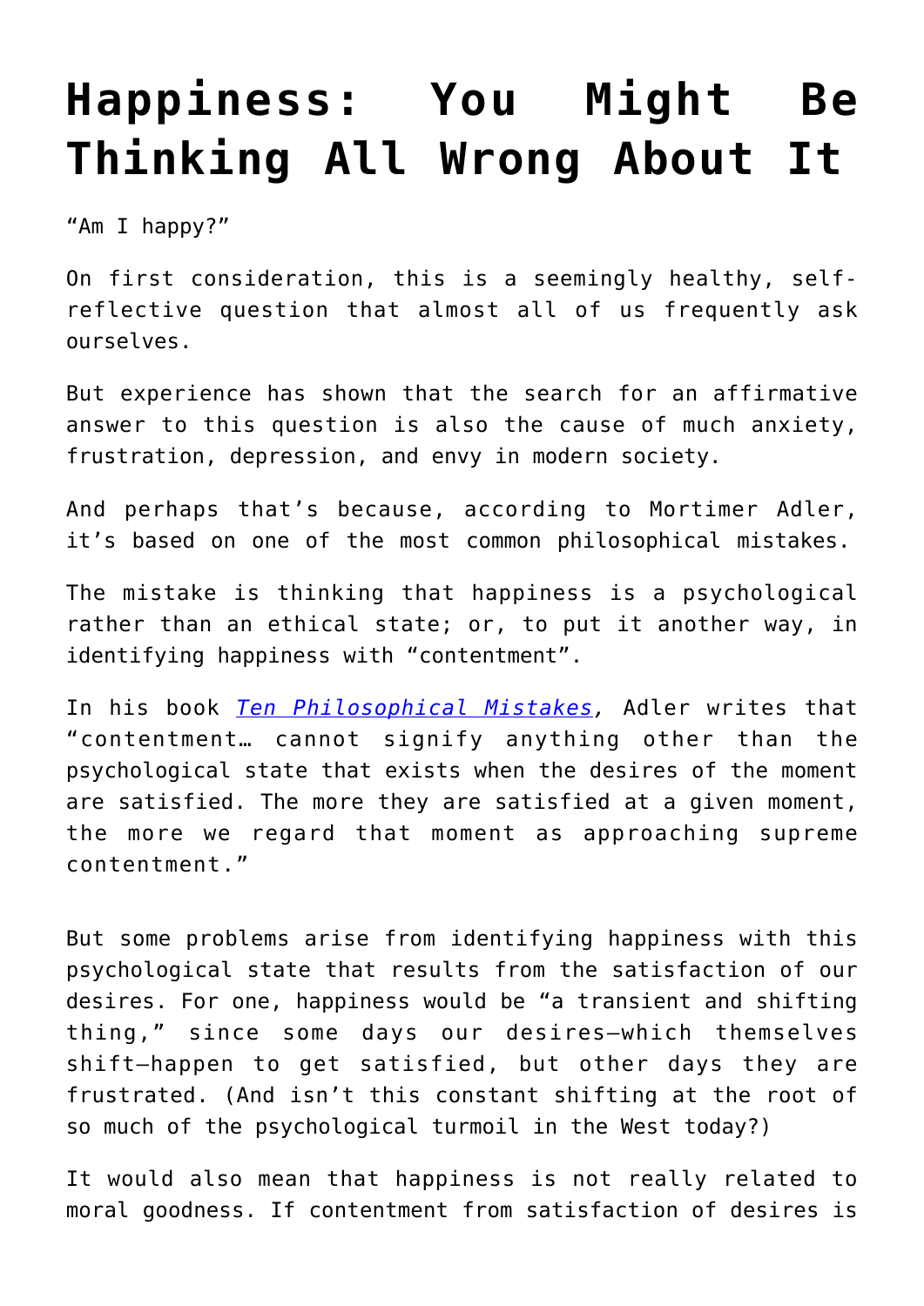# Happiness: You Might Be Thinking All Wrong About It

"Am I happy?"

On first consideration, this is a seemingly healthy, self-reflective question that almost all of us frequently ask ourselves.

But experience has shown that the search for an affirmative answer to this question is also the cause of much anxiety, frustration, depression, and envy in modern society.

And perhaps that's because, according to Mortimer Adler, it's based on one of the most common philosophical mistakes.

The mistake is thinking that happiness is a psychological rather than an ethical state; or, to put it another way, in identifying happiness with "contentment".

In his book *Ten Philosophical Mistakes*, Adler writes that "contentment… cannot signify anything other than the psychological state that exists when the desires of the moment are satisfied. The more they are satisfied at a given moment, the more we regard that moment as approaching supreme contentment."

But some problems arise from identifying happiness with this psychological state that results from the satisfaction of our desires. For one, happiness would be "a transient and shifting thing," since some days our desires—which themselves shift—happen to get satisfied, but other days they are frustrated. (And isn't this constant shifting at the root of so much of the psychological turmoil in the West today?)

It would also mean that happiness is not really related to moral goodness. If contentment from satisfaction of desires is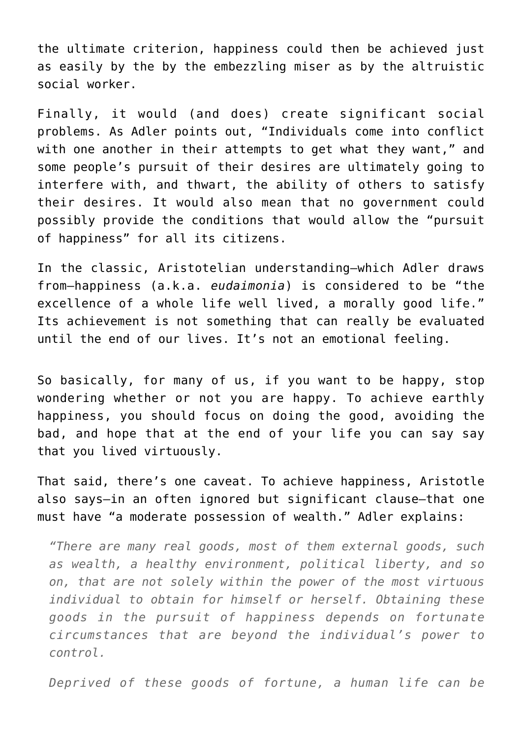the ultimate criterion, happiness could then be achieved just as easily by the by the embezzling miser as by the altruistic social worker.

Finally, it would (and does) create significant social problems. As Adler points out, "Individuals come into conflict with one another in their attempts to get what they want," and some people's pursuit of their desires are ultimately going to interfere with, and thwart, the ability of others to satisfy their desires. It would also mean that no government could possibly provide the conditions that would allow the "pursuit of happiness" for all its citizens.

In the classic, Aristotelian understanding—which Adler draws from—happiness (a.k.a. *eudaimonia*) is considered to be "the excellence of a whole life well lived, a morally good life." Its achievement is not something that can really be evaluated until the end of our lives. It's not an emotional feeling.

So basically, for many of us, if you want to be happy, stop wondering whether or not you are happy. To achieve earthly happiness, you should focus on doing the good, avoiding the bad, and hope that at the end of your life you can say say that you lived virtuously.

That said, there's one caveat. To achieve happiness, Aristotle also says—in an often ignored but significant clause—that one must have "a moderate possession of wealth." Adler explains:

> *"There are many real goods, most of them external goods, such as wealth, a healthy environment, political liberty, and so on, that are not solely within the power of the most virtuous individual to obtain for himself or herself. Obtaining these goods in the pursuit of happiness depends on fortunate circumstances that are beyond the individual's power to control.*
>
> *Deprived of these goods of fortune, a human life can be*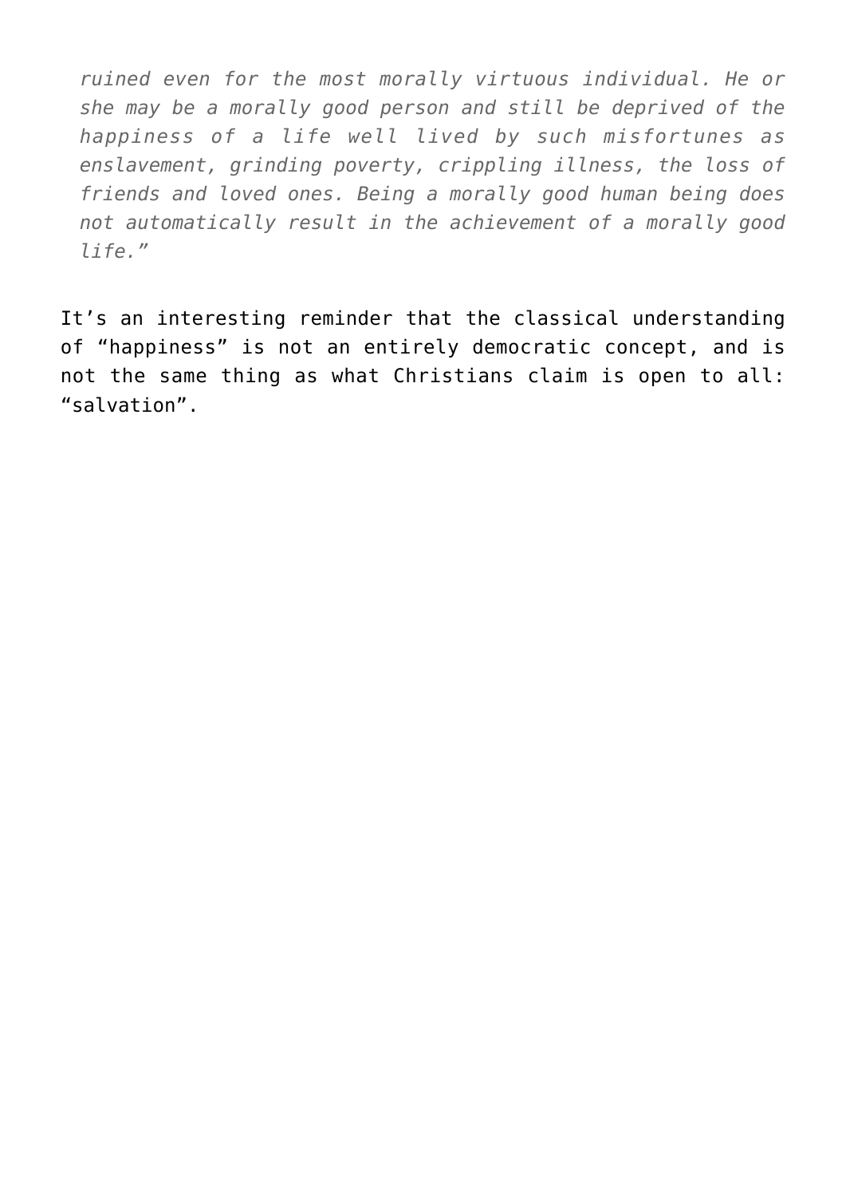> *ruined even for the most morally virtuous individual. He or she may be a morally good person and still be deprived of the happiness of a life well lived by such misfortunes as enslavement, grinding poverty, crippling illness, the loss of friends and loved ones. Being a morally good human being does not automatically result in the achievement of a morally good life."*

It's an interesting reminder that the classical understanding of "happiness" is not an entirely democratic concept, and is not the same thing as what Christians claim is open to all: "salvation".